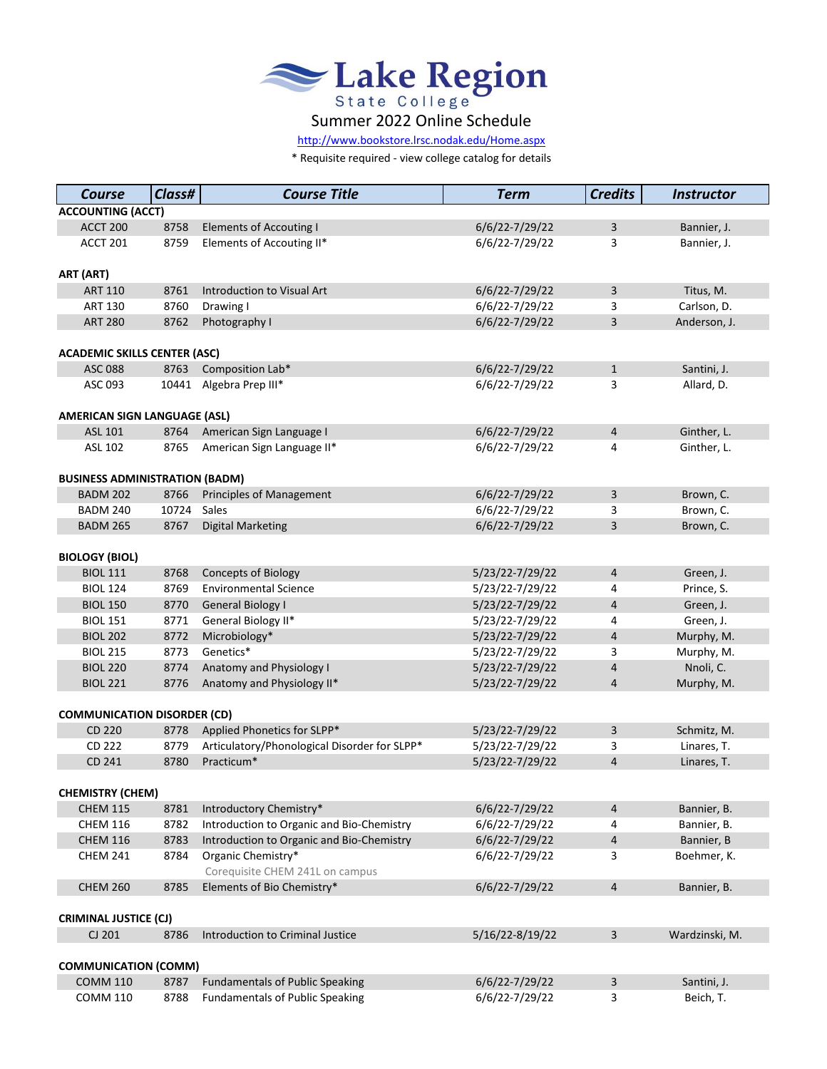# Lake Region State College

## Summer 2022 Online Schedule

http://www.bookstore.lrsc.nodak.edu/Home.aspx

\* Requisite required - view college catalog for details

| Course | Class# | Course Title | Term | Credits | Instructor |
|---|---|---|---|---|---|
| **ACCOUNTING (ACCT)** | | | | | |
| ACCT 200 | 8758 | Elements of Accouting I | 6/6/22-7/29/22 | 3 | Bannier, J. |
| ACCT 201 | 8759 | Elements of Accouting II* | 6/6/22-7/29/22 | 3 | Bannier, J. |
| **ART (ART)** | | | | | |
| ART 110 | 8761 | Introduction to Visual Art | 6/6/22-7/29/22 | 3 | Titus, M. |
| ART 130 | 8760 | Drawing I | 6/6/22-7/29/22 | 3 | Carlson, D. |
| ART 280 | 8762 | Photography I | 6/6/22-7/29/22 | 3 | Anderson, J. |
| **ACADEMIC SKILLS CENTER (ASC)** | | | | | |
| ASC 088 | 8763 | Composition Lab* | 6/6/22-7/29/22 | 1 | Santini, J. |
| ASC 093 | 10441 | Algebra Prep III* | 6/6/22-7/29/22 | 3 | Allard, D. |
| **AMERICAN SIGN LANGUAGE (ASL)** | | | | | |
| ASL 101 | 8764 | American Sign Language I | 6/6/22-7/29/22 | 4 | Ginther, L. |
| ASL 102 | 8765 | American Sign Language II* | 6/6/22-7/29/22 | 4 | Ginther, L. |
| **BUSINESS ADMINISTRATION (BADM)** | | | | | |
| BADM 202 | 8766 | Principles of Management | 6/6/22-7/29/22 | 3 | Brown, C. |
| BADM 240 | 10724 | Sales | 6/6/22-7/29/22 | 3 | Brown, C. |
| BADM 265 | 8767 | Digital Marketing | 6/6/22-7/29/22 | 3 | Brown, C. |
| **BIOLOGY (BIOL)** | | | | | |
| BIOL 111 | 8768 | Concepts of Biology | 5/23/22-7/29/22 | 4 | Green, J. |
| BIOL 124 | 8769 | Environmental Science | 5/23/22-7/29/22 | 4 | Prince, S. |
| BIOL 150 | 8770 | General Biology I | 5/23/22-7/29/22 | 4 | Green, J. |
| BIOL 151 | 8771 | General Biology II* | 5/23/22-7/29/22 | 4 | Green, J. |
| BIOL 202 | 8772 | Microbiology* | 5/23/22-7/29/22 | 4 | Murphy, M. |
| BIOL 215 | 8773 | Genetics* | 5/23/22-7/29/22 | 3 | Murphy, M. |
| BIOL 220 | 8774 | Anatomy and Physiology I | 5/23/22-7/29/22 | 4 | Nnoli, C. |
| BIOL 221 | 8776 | Anatomy and Physiology II* | 5/23/22-7/29/22 | 4 | Murphy, M. |
| **COMMUNICATION DISORDER (CD)** | | | | | |
| CD 220 | 8778 | Applied Phonetics for SLPP* | 5/23/22-7/29/22 | 3 | Schmitz, M. |
| CD 222 | 8779 | Articulatory/Phonological Disorder for SLPP* | 5/23/22-7/29/22 | 3 | Linares, T. |
| CD 241 | 8780 | Practicum* | 5/23/22-7/29/22 | 4 | Linares, T. |
| **CHEMISTRY (CHEM)** | | | | | |
| CHEM 115 | 8781 | Introductory Chemistry* | 6/6/22-7/29/22 | 4 | Bannier, B. |
| CHEM 116 | 8782 | Introduction to Organic and Bio-Chemistry | 6/6/22-7/29/22 | 4 | Bannier, B. |
| CHEM 116 | 8783 | Introduction to Organic and Bio-Chemistry | 6/6/22-7/29/22 | 4 | Bannier, B |
| CHEM 241 | 8784 | Organic Chemistry* <br> Corequisite CHEM 241L on campus | 6/6/22-7/29/22 | 3 | Boehmer, K. |
| CHEM 260 | 8785 | Elements of Bio Chemistry* | 6/6/22-7/29/22 | 4 | Bannier, B. |
| **CRIMINAL JUSTICE (CJ)** | | | | | |
| CJ 201 | 8786 | Introduction to Criminal Justice | 5/16/22-8/19/22 | 3 | Wardzinski, M. |
| **COMMUNICATION (COMM)** | | | | | |
| COMM 110 | 8787 | Fundamentals of Public Speaking | 6/6/22-7/29/22 | 3 | Santini, J. |
| COMM 110 | 8788 | Fundamentals of Public Speaking | 6/6/22-7/29/22 | 3 | Beich, T. |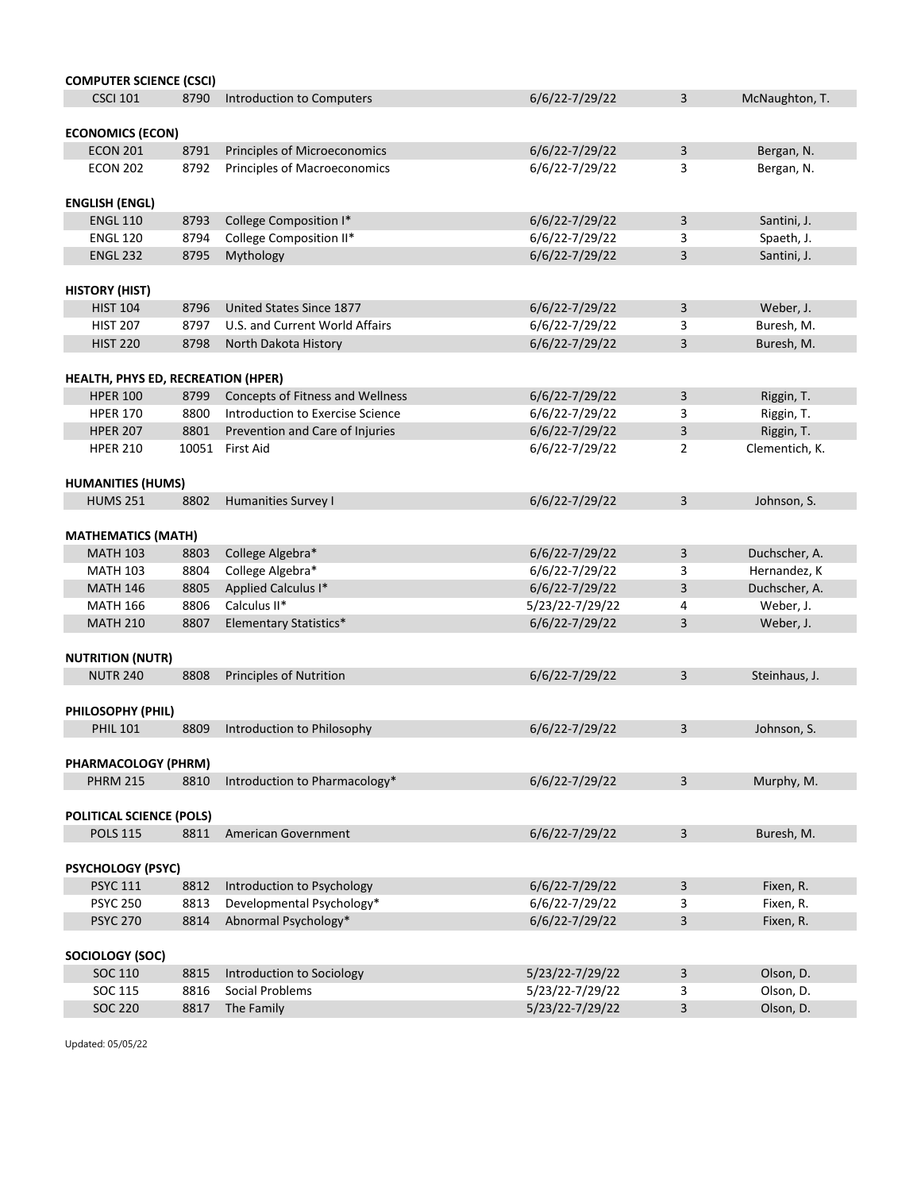**COMPUTER SCIENCE (CSCI)**

| | | | | | |
|---|---|---|---|---|---|
| CSCI 101 | 8790 | Introduction to Computers | 6/6/22-7/29/22 | 3 | McNaughton, T. |

**ECONOMICS (ECON)**

| | | | | | |
|---|---|---|---|---|---|
| ECON 201 | 8791 | Principles of Microeconomics | 6/6/22-7/29/22 | 3 | Bergan, N. |
| ECON 202 | 8792 | Principles of Macroeconomics | 6/6/22-7/29/22 | 3 | Bergan, N. |

**ENGLISH (ENGL)**

| | | | | | |
|---|---|---|---|---|---|
| ENGL 110 | 8793 | College Composition I* | 6/6/22-7/29/22 | 3 | Santini, J. |
| ENGL 120 | 8794 | College Composition II* | 6/6/22-7/29/22 | 3 | Spaeth, J. |
| ENGL 232 | 8795 | Mythology | 6/6/22-7/29/22 | 3 | Santini, J. |

**HISTORY (HIST)**

| | | | | | |
|---|---|---|---|---|---|
| HIST 104 | 8796 | United States Since 1877 | 6/6/22-7/29/22 | 3 | Weber, J. |
| HIST 207 | 8797 | U.S. and Current World Affairs | 6/6/22-7/29/22 | 3 | Buresh, M. |
| HIST 220 | 8798 | North Dakota History | 6/6/22-7/29/22 | 3 | Buresh, M. |

**HEALTH, PHYS ED, RECREATION (HPER)**

| | | | | | |
|---|---|---|---|---|---|
| HPER 100 | 8799 | Concepts of Fitness and Wellness | 6/6/22-7/29/22 | 3 | Riggin, T. |
| HPER 170 | 8800 | Introduction to Exercise Science | 6/6/22-7/29/22 | 3 | Riggin, T. |
| HPER 207 | 8801 | Prevention and Care of Injuries | 6/6/22-7/29/22 | 3 | Riggin, T. |
| HPER 210 | 10051 | First Aid | 6/6/22-7/29/22 | 2 | Clementich, K. |

**HUMANITIES (HUMS)**

| | | | | | |
|---|---|---|---|---|---|
| HUMS 251 | 8802 | Humanities Survey I | 6/6/22-7/29/22 | 3 | Johnson, S. |

**MATHEMATICS (MATH)**

| | | | | | |
|---|---|---|---|---|---|
| MATH 103 | 8803 | College Algebra* | 6/6/22-7/29/22 | 3 | Duchscher, A. |
| MATH 103 | 8804 | College Algebra* | 6/6/22-7/29/22 | 3 | Hernandez, K |
| MATH 146 | 8805 | Applied Calculus I* | 6/6/22-7/29/22 | 3 | Duchscher, A. |
| MATH 166 | 8806 | Calculus II* | 5/23/22-7/29/22 | 4 | Weber, J. |
| MATH 210 | 8807 | Elementary Statistics* | 6/6/22-7/29/22 | 3 | Weber, J. |

**NUTRITION (NUTR)**

| | | | | | |
|---|---|---|---|---|---|
| NUTR 240 | 8808 | Principles of Nutrition | 6/6/22-7/29/22 | 3 | Steinhaus, J. |

**PHILOSOPHY (PHIL)**

| | | | | | |
|---|---|---|---|---|---|
| PHIL 101 | 8809 | Introduction to Philosophy | 6/6/22-7/29/22 | 3 | Johnson, S. |

**PHARMACOLOGY (PHRM)**

| | | | | | |
|---|---|---|---|---|---|
| PHRM 215 | 8810 | Introduction to Pharmacology* | 6/6/22-7/29/22 | 3 | Murphy, M. |

**POLITICAL SCIENCE (POLS)**

| | | | | | |
|---|---|---|---|---|---|
| POLS 115 | 8811 | American Government | 6/6/22-7/29/22 | 3 | Buresh, M. |

**PSYCHOLOGY (PSYC)**

| | | | | | |
|---|---|---|---|---|---|
| PSYC 111 | 8812 | Introduction to Psychology | 6/6/22-7/29/22 | 3 | Fixen, R. |
| PSYC 250 | 8813 | Developmental Psychology* | 6/6/22-7/29/22 | 3 | Fixen, R. |
| PSYC 270 | 8814 | Abnormal Psychology* | 6/6/22-7/29/22 | 3 | Fixen, R. |

**SOCIOLOGY (SOC)**

| | | | | | |
|---|---|---|---|---|---|
| SOC 110 | 8815 | Introduction to Sociology | 5/23/22-7/29/22 | 3 | Olson, D. |
| SOC 115 | 8816 | Social Problems | 5/23/22-7/29/22 | 3 | Olson, D. |
| SOC 220 | 8817 | The Family | 5/23/22-7/29/22 | 3 | Olson, D. |

Updated: 05/05/22